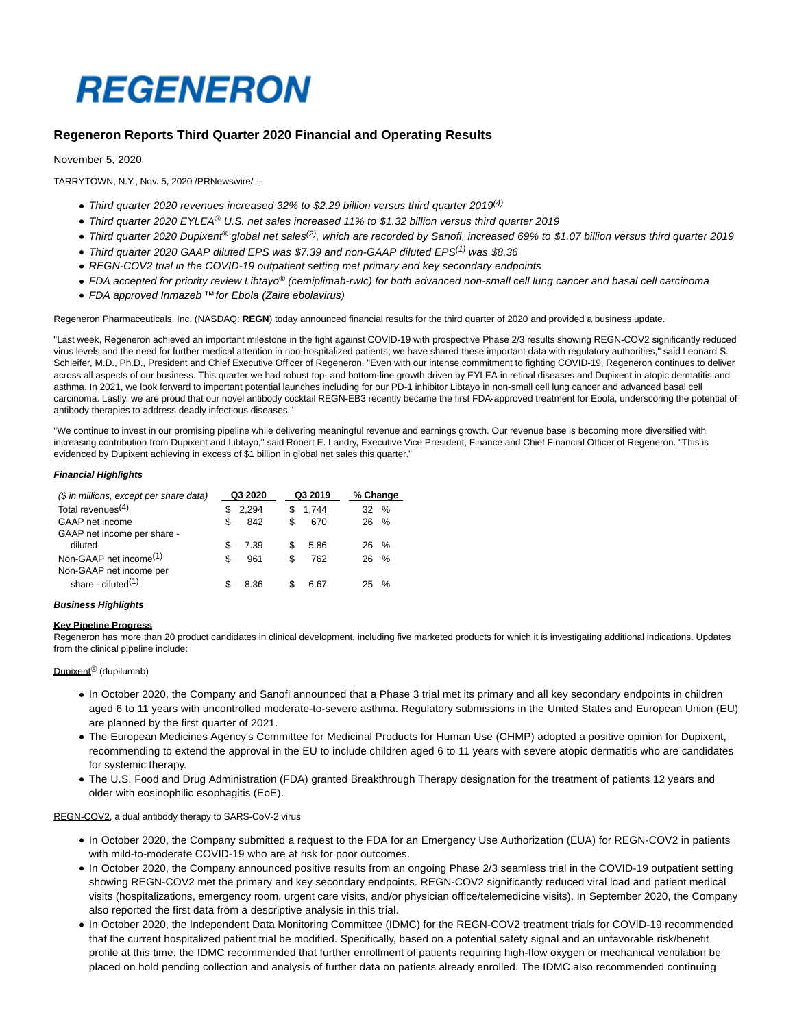# REGENERON

## Regeneron Reports Third Quarter 2020 Financial and Operating Results

November 5, 2020

TARRYTOWN, N.Y., Nov. 5, 2020 /PRNewswire/ --

- *Third quarter 2020 revenues increased 32% to $2.29 billion versus third quarter 2019[(4)]*
- *Third quarter 2020 EYLEA® U.S. net sales increased 11% to $1.32 billion versus third quarter 2019*
- *Third quarter 2020 Dupixent® global net sales[(2)], which are recorded by Sanofi, increased 69% to $1.07 billion versus third quarter 2019*
- *Third quarter 2020 GAAP diluted EPS was $7.39 and non-GAAP diluted EPS[(1)] was $8.36*
- *REGN-COV2 trial in the COVID-19 outpatient setting met primary and key secondary endpoints*
- *FDA accepted for priority review Libtayo® (cemiplimab-rwlc) for both advanced non-small cell lung cancer and basal cell carcinoma*
- *FDA approved Inmazeb ™ for Ebola (Zaire ebolavirus)*

Regeneron Pharmaceuticals, Inc. (NASDAQ: **REGN**) today announced financial results for the third quarter of 2020 and provided a business update.

"Last week, Regeneron achieved an important milestone in the fight against COVID-19 with prospective Phase 2/3 results showing REGN-COV2 significantly reduced virus levels and the need for further medical attention in non-hospitalized patients; we have shared these important data with regulatory authorities," said Leonard S. Schleifer, M.D., Ph.D., President and Chief Executive Officer of Regeneron. "Even with our intense commitment to fighting COVID-19, Regeneron continues to deliver across all aspects of our business. This quarter we had robust top- and bottom-line growth driven by EYLEA in retinal diseases and Dupixent in atopic dermatitis and asthma. In 2021, we look forward to important potential launches including for our PD-1 inhibitor Libtayo in non-small cell lung cancer and advanced basal cell carcinoma. Lastly, we are proud that our novel antibody cocktail REGN-EB3 recently became the first FDA-approved treatment for Ebola, underscoring the potential of antibody therapies to address deadly infectious diseases."

"We continue to invest in our promising pipeline while delivering meaningful revenue and earnings growth. Our revenue base is becoming more diversified with increasing contribution from Dupixent and Libtayo," said Robert E. Landry, Executive Vice President, Finance and Chief Financial Officer of Regeneron. "This is evidenced by Dupixent achieving in excess of $1 billion in global net sales this quarter."

**Financial Highlights**

| *($ in millions, except per share data)* | Q3 2020 | Q3 2019 | % Change |
|---|---|---|---|
| Total revenues[(4)] | $ 2,294 | $ 1,744 | 32 % |
| GAAP net income | $ 842 | $ 670 | 26 % |
| GAAP net income per share - diluted | $ 7.39 | $ 5.86 | 26 % |
| Non-GAAP net income[(1)] | $ 961 | $ 762 | 26 % |
| Non-GAAP net income per share - diluted[(1)] | $ 8.36 | $ 6.67 | 25 % |

**Business Highlights**

**Key Pipeline Progress**

Regeneron has more than 20 product candidates in clinical development, including five marketed products for which it is investigating additional indications. Updates from the clinical pipeline include:

Dupixent® (dupilumab)

- In October 2020, the Company and Sanofi announced that a Phase 3 trial met its primary and all key secondary endpoints in children aged 6 to 11 years with uncontrolled moderate-to-severe asthma. Regulatory submissions in the United States and European Union (EU) are planned by the first quarter of 2021.
- The European Medicines Agency's Committee for Medicinal Products for Human Use (CHMP) adopted a positive opinion for Dupixent, recommending to extend the approval in the EU to include children aged 6 to 11 years with severe atopic dermatitis who are candidates for systemic therapy.
- The U.S. Food and Drug Administration (FDA) granted Breakthrough Therapy designation for the treatment of patients 12 years and older with eosinophilic esophagitis (EoE).

REGN-COV2, a dual antibody therapy to SARS-CoV-2 virus

- In October 2020, the Company submitted a request to the FDA for an Emergency Use Authorization (EUA) for REGN-COV2 in patients with mild-to-moderate COVID-19 who are at risk for poor outcomes.
- In October 2020, the Company announced positive results from an ongoing Phase 2/3 seamless trial in the COVID-19 outpatient setting showing REGN-COV2 met the primary and key secondary endpoints. REGN-COV2 significantly reduced viral load and patient medical visits (hospitalizations, emergency room, urgent care visits, and/or physician office/telemedicine visits). In September 2020, the Company also reported the first data from a descriptive analysis in this trial.
- In October 2020, the Independent Data Monitoring Committee (IDMC) for the REGN-COV2 treatment trials for COVID-19 recommended that the current hospitalized patient trial be modified. Specifically, based on a potential safety signal and an unfavorable risk/benefit profile at this time, the IDMC recommended that further enrollment of patients requiring high-flow oxygen or mechanical ventilation be placed on hold pending collection and analysis of further data on patients already enrolled. The IDMC also recommended continuing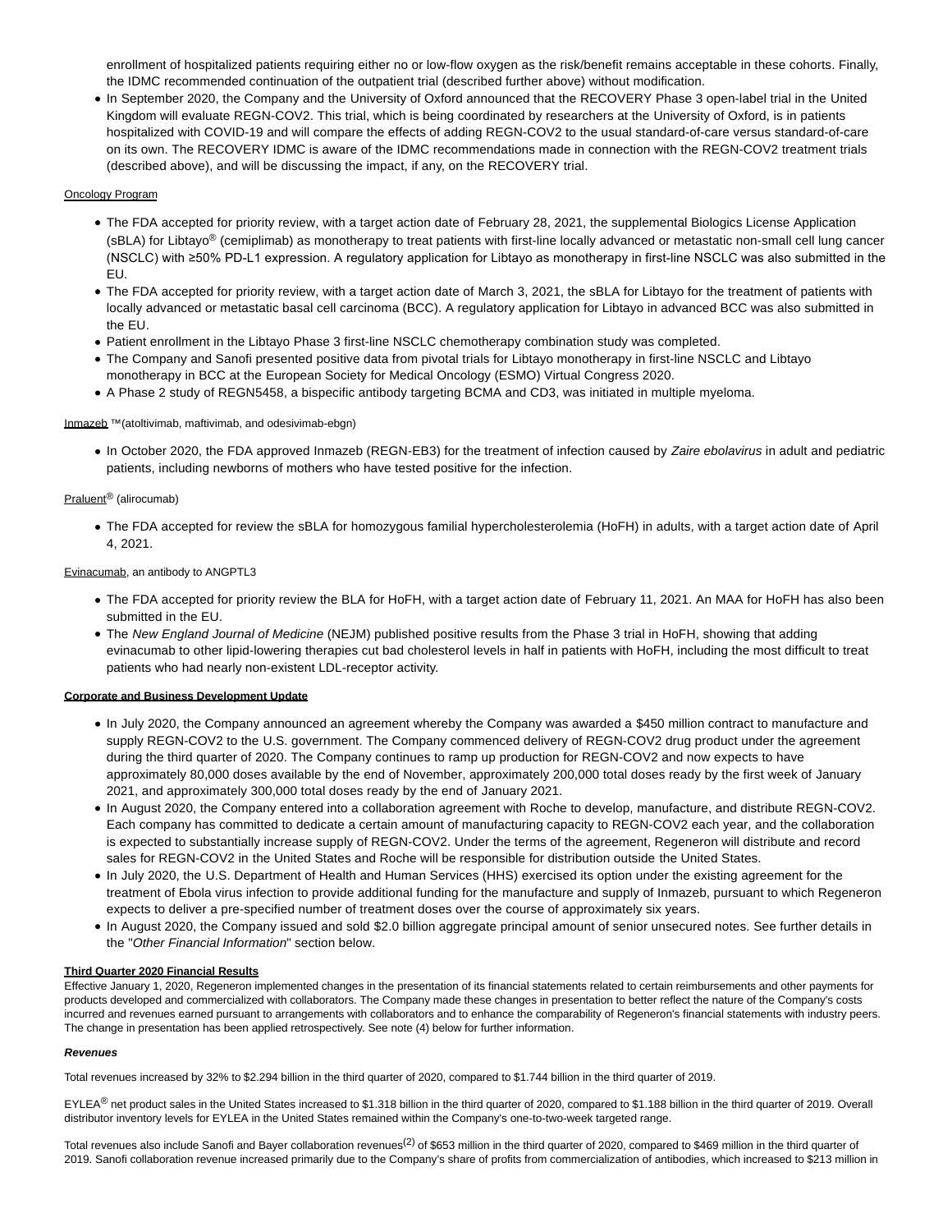enrollment of hospitalized patients requiring either no or low-flow oxygen as the risk/benefit remains acceptable in these cohorts. Finally, the IDMC recommended continuation of the outpatient trial (described further above) without modification.

- In September 2020, the Company and the University of Oxford announced that the RECOVERY Phase 3 open-label trial in the United Kingdom will evaluate REGN-COV2. This trial, which is being coordinated by researchers at the University of Oxford, is in patients hospitalized with COVID-19 and will compare the effects of adding REGN-COV2 to the usual standard-of-care versus standard-of-care on its own. The RECOVERY IDMC is aware of the IDMC recommendations made in connection with the REGN-COV2 treatment trials (described above), and will be discussing the impact, if any, on the RECOVERY trial.

Oncology Program

- The FDA accepted for priority review, with a target action date of February 28, 2021, the supplemental Biologics License Application (sBLA) for Libtayo® (cemiplimab) as monotherapy to treat patients with first-line locally advanced or metastatic non-small cell lung cancer (NSCLC) with ≥50% PD-L1 expression. A regulatory application for Libtayo as monotherapy in first-line NSCLC was also submitted in the EU.
- The FDA accepted for priority review, with a target action date of March 3, 2021, the sBLA for Libtayo for the treatment of patients with locally advanced or metastatic basal cell carcinoma (BCC). A regulatory application for Libtayo in advanced BCC was also submitted in the EU.
- Patient enrollment in the Libtayo Phase 3 first-line NSCLC chemotherapy combination study was completed.
- The Company and Sanofi presented positive data from pivotal trials for Libtayo monotherapy in first-line NSCLC and Libtayo monotherapy in BCC at the European Society for Medical Oncology (ESMO) Virtual Congress 2020.
- A Phase 2 study of REGN5458, a bispecific antibody targeting BCMA and CD3, was initiated in multiple myeloma.

Inmazeb ™(atoltivimab, maftivimab, and odesivimab-ebgn)

- In October 2020, the FDA approved Inmazeb (REGN-EB3) for the treatment of infection caused by *Zaire ebolavirus* in adult and pediatric patients, including newborns of mothers who have tested positive for the infection.

Praluent® (alirocumab)

- The FDA accepted for review the sBLA for homozygous familial hypercholesterolemia (HoFH) in adults, with a target action date of April 4, 2021.

Evinacumab, an antibody to ANGPTL3

- The FDA accepted for priority review the BLA for HoFH, with a target action date of February 11, 2021. An MAA for HoFH has also been submitted in the EU.
- The *New England Journal of Medicine* (NEJM) published positive results from the Phase 3 trial in HoFH, showing that adding evinacumab to other lipid-lowering therapies cut bad cholesterol levels in half in patients with HoFH, including the most difficult to treat patients who had nearly non-existent LDL-receptor activity.

**Corporate and Business Development Update**

- In July 2020, the Company announced an agreement whereby the Company was awarded a $450 million contract to manufacture and supply REGN-COV2 to the U.S. government. The Company commenced delivery of REGN-COV2 drug product under the agreement during the third quarter of 2020. The Company continues to ramp up production for REGN-COV2 and now expects to have approximately 80,000 doses available by the end of November, approximately 200,000 total doses ready by the first week of January 2021, and approximately 300,000 total doses ready by the end of January 2021.
- In August 2020, the Company entered into a collaboration agreement with Roche to develop, manufacture, and distribute REGN-COV2. Each company has committed to dedicate a certain amount of manufacturing capacity to REGN-COV2 each year, and the collaboration is expected to substantially increase supply of REGN-COV2. Under the terms of the agreement, Regeneron will distribute and record sales for REGN-COV2 in the United States and Roche will be responsible for distribution outside the United States.
- In July 2020, the U.S. Department of Health and Human Services (HHS) exercised its option under the existing agreement for the treatment of Ebola virus infection to provide additional funding for the manufacture and supply of Inmazeb, pursuant to which Regeneron expects to deliver a pre-specified number of treatment doses over the course of approximately six years.
- In August 2020, the Company issued and sold $2.0 billion aggregate principal amount of senior unsecured notes. See further details in the "*Other Financial Information*" section below.

**Third Quarter 2020 Financial Results**

Effective January 1, 2020, Regeneron implemented changes in the presentation of its financial statements related to certain reimbursements and other payments for products developed and commercialized with collaborators. The Company made these changes in presentation to better reflect the nature of the Company's costs incurred and revenues earned pursuant to arrangements with collaborators and to enhance the comparability of Regeneron's financial statements with industry peers. The change in presentation has been applied retrospectively. See note (4) below for further information.

***Revenues***

Total revenues increased by 32% to $2.294 billion in the third quarter of 2020, compared to $1.744 billion in the third quarter of 2019.

EYLEA® net product sales in the United States increased to $1.318 billion in the third quarter of 2020, compared to $1.188 billion in the third quarter of 2019. Overall distributor inventory levels for EYLEA in the United States remained within the Company's one-to-two-week targeted range.

Total revenues also include Sanofi and Bayer collaboration revenues(2) of $653 million in the third quarter of 2020, compared to $469 million in the third quarter of 2019. Sanofi collaboration revenue increased primarily due to the Company's share of profits from commercialization of antibodies, which increased to $213 million in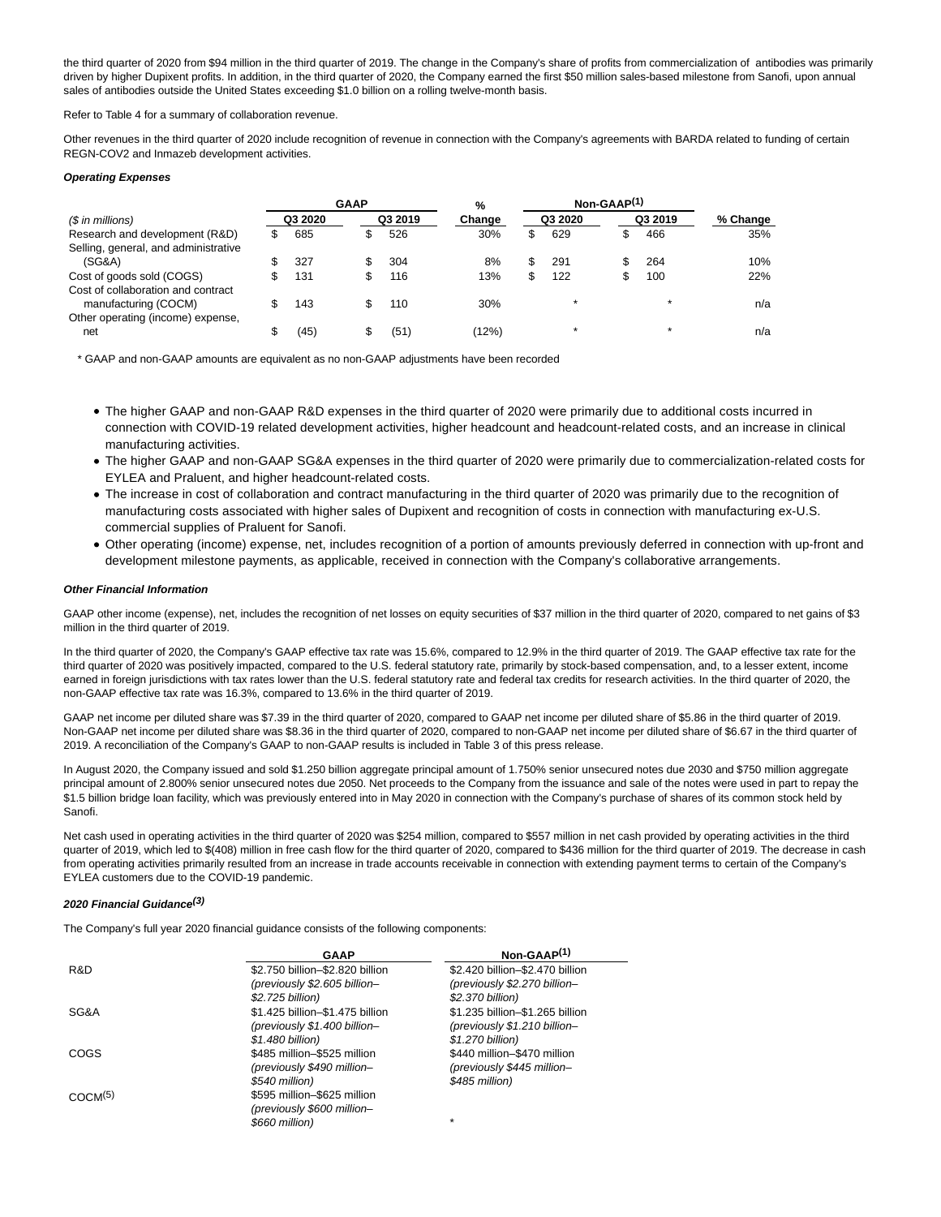the third quarter of 2020 from $94 million in the third quarter of 2019. The change in the Company's share of profits from commercialization of antibodies was primarily driven by higher Dupixent profits. In addition, in the third quarter of 2020, the Company earned the first $50 million sales-based milestone from Sanofi, upon annual sales of antibodies outside the United States exceeding $1.0 billion on a rolling twelve-month basis.

Refer to Table 4 for a summary of collaboration revenue.

Other revenues in the third quarter of 2020 include recognition of revenue in connection with the Company's agreements with BARDA related to funding of certain REGN-COV2 and Inmazeb development activities.

***Operating Expenses***

| | GAAP | | % | Non-GAAP[1] | | |
|---|---|---|---|---|---|---|
| *($ in millions)* | Q3 2020 | Q3 2019 | Change | Q3 2020 | Q3 2019 | % Change |
| Research and development (R&D) | $ 685 | $ 526 | 30% | $ 629 | $ 466 | 35% |
| Selling, general, and administrative (SG&A) | $ 327 | $ 304 | 8% | $ 291 | $ 264 | 10% |
| Cost of goods sold (COGS) | $ 131 | $ 116 | 13% | $ 122 | $ 100 | 22% |
| Cost of collaboration and contract manufacturing (COCM) | $ 143 | $ 110 | 30% | * | * | n/a |
| Other operating (income) expense, net | $ (45) | $ (51) | (12%) | * | * | n/a |

\* GAAP and non-GAAP amounts are equivalent as no non-GAAP adjustments have been recorded

- The higher GAAP and non-GAAP R&D expenses in the third quarter of 2020 were primarily due to additional costs incurred in connection with COVID-19 related development activities, higher headcount and headcount-related costs, and an increase in clinical manufacturing activities.
- The higher GAAP and non-GAAP SG&A expenses in the third quarter of 2020 were primarily due to commercialization-related costs for EYLEA and Praluent, and higher headcount-related costs.
- The increase in cost of collaboration and contract manufacturing in the third quarter of 2020 was primarily due to the recognition of manufacturing costs associated with higher sales of Dupixent and recognition of costs in connection with manufacturing ex-U.S. commercial supplies of Praluent for Sanofi.
- Other operating (income) expense, net, includes recognition of a portion of amounts previously deferred in connection with up-front and development milestone payments, as applicable, received in connection with the Company's collaborative arrangements.

***Other Financial Information***

GAAP other income (expense), net, includes the recognition of net losses on equity securities of $37 million in the third quarter of 2020, compared to net gains of $3 million in the third quarter of 2019.

In the third quarter of 2020, the Company's GAAP effective tax rate was 15.6%, compared to 12.9% in the third quarter of 2019. The GAAP effective tax rate for the third quarter of 2020 was positively impacted, compared to the U.S. federal statutory rate, primarily by stock-based compensation, and, to a lesser extent, income earned in foreign jurisdictions with tax rates lower than the U.S. federal statutory rate and federal tax credits for research activities. In the third quarter of 2020, the non-GAAP effective tax rate was 16.3%, compared to 13.6% in the third quarter of 2019.

GAAP net income per diluted share was $7.39 in the third quarter of 2020, compared to GAAP net income per diluted share of $5.86 in the third quarter of 2019. Non-GAAP net income per diluted share was $8.36 in the third quarter of 2020, compared to non-GAAP net income per diluted share of $6.67 in the third quarter of 2019. A reconciliation of the Company's GAAP to non-GAAP results is included in Table 3 of this press release.

In August 2020, the Company issued and sold $1.250 billion aggregate principal amount of 1.750% senior unsecured notes due 2030 and $750 million aggregate principal amount of 2.800% senior unsecured notes due 2050. Net proceeds to the Company from the issuance and sale of the notes were used in part to repay the $1.5 billion bridge loan facility, which was previously entered into in May 2020 in connection with the Company's purchase of shares of its common stock held by Sanofi.

Net cash used in operating activities in the third quarter of 2020 was $254 million, compared to $557 million in net cash provided by operating activities in the third quarter of 2019, which led to $(408) million in free cash flow for the third quarter of 2020, compared to $436 million for the third quarter of 2019. The decrease in cash from operating activities primarily resulted from an increase in trade accounts receivable in connection with extending payment terms to certain of the Company's EYLEA customers due to the COVID-19 pandemic.

***2020 Financial Guidance[3]***

The Company's full year 2020 financial guidance consists of the following components:

| | GAAP | Non-GAAP[1] |
|---|---|---|
| R&D | $2.750 billion–$2.820 billion *(previously $2.605 billion–$2.725 billion)* | $2.420 billion–$2.470 billion *(previously $2.270 billion–$2.370 billion)* |
| SG&A | $1.425 billion–$1.475 billion *(previously $1.400 billion–$1.480 billion)* | $1.235 billion–$1.265 billion *(previously $1.210 billion–$1.270 billion)* |
| COGS | $485 million–$525 million *(previously $490 million–$540 million)* | $440 million–$470 million *(previously $445 million–$485 million)* |
| COCM[5] | $595 million–$625 million *(previously $600 million–$660 million)* | * |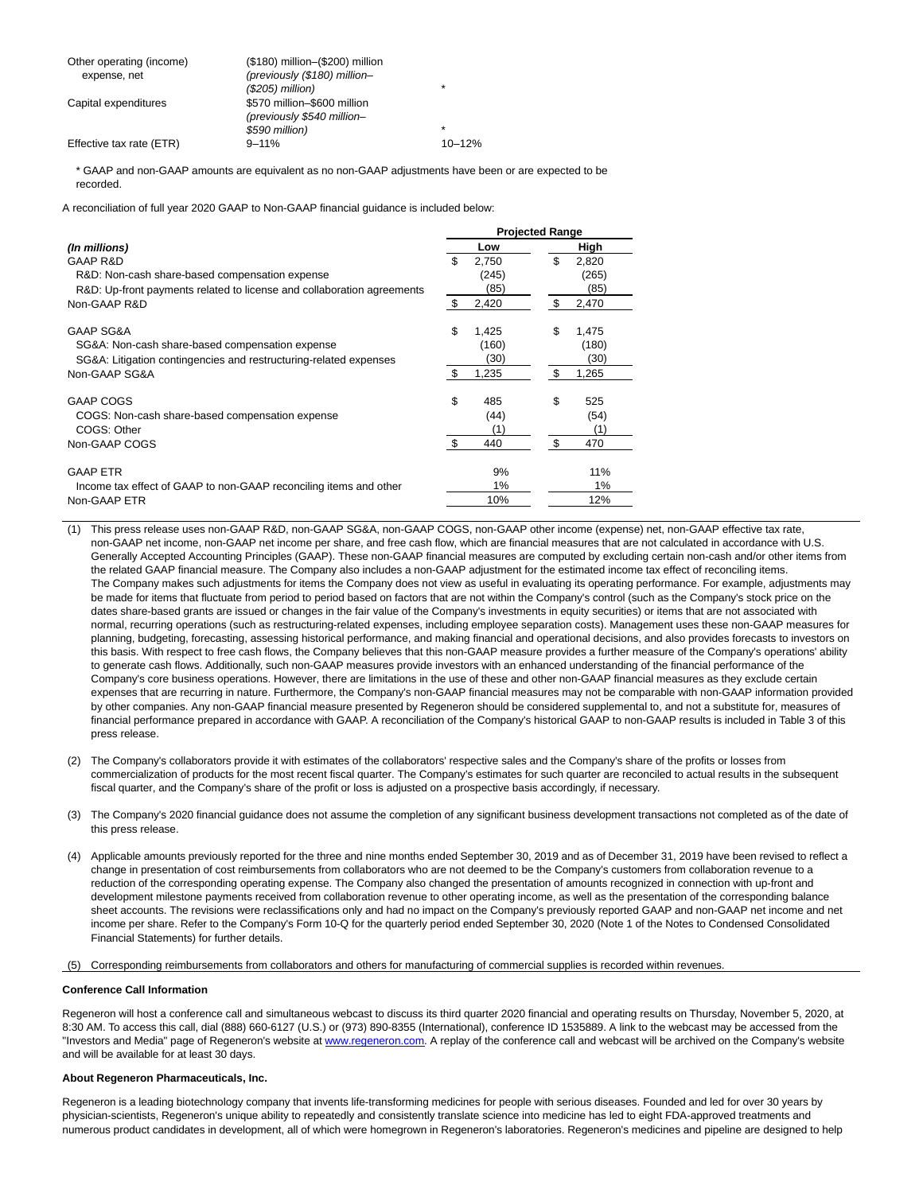| | | |
|---|---|---|
| Other operating (income) expense, net | ($180) million–($200) million *(previously ($180) million–($205) million)* | * |
| Capital expenditures | $570 million–$600 million *(previously $540 million–$590 million)* | * |
| Effective tax rate (ETR) | 9–11% | 10–12% |

\* GAAP and non-GAAP amounts are equivalent as no non-GAAP adjustments have been or are expected to be recorded.

A reconciliation of full year 2020 GAAP to Non-GAAP financial guidance is included below:

| | Projected Range | |
|---|---|---|
| ***(In millions)*** | **Low** | **High** |
| GAAP R&D | $ 2,750 | $ 2,820 |
| R&D: Non-cash share-based compensation expense | (245) | (265) |
| R&D: Up-front payments related to license and collaboration agreements | (85) | (85) |
| Non-GAAP R&D | $ 2,420 | $ 2,470 |
| | | |
| GAAP SG&A | $ 1,425 | $ 1,475 |
| SG&A: Non-cash share-based compensation expense | (160) | (180) |
| SG&A: Litigation contingencies and restructuring-related expenses | (30) | (30) |
| Non-GAAP SG&A | $ 1,235 | $ 1,265 |
| | | |
| GAAP COGS | $ 485 | $ 525 |
| COGS: Non-cash share-based compensation expense | (44) | (54) |
| COGS: Other | (1) | (1) |
| Non-GAAP COGS | $ 440 | $ 470 |
| | | |
| GAAP ETR | 9% | 11% |
| Income tax effect of GAAP to non-GAAP reconciling items and other | 1% | 1% |
| Non-GAAP ETR | 10% | 12% |

(1) This press release uses non-GAAP R&D, non-GAAP SG&A, non-GAAP COGS, non-GAAP other income (expense) net, non-GAAP effective tax rate, non-GAAP net income, non-GAAP net income per share, and free cash flow, which are financial measures that are not calculated in accordance with U.S. Generally Accepted Accounting Principles (GAAP). These non-GAAP financial measures are computed by excluding certain non-cash and/or other items from the related GAAP financial measure. The Company also includes a non-GAAP adjustment for the estimated income tax effect of reconciling items. The Company makes such adjustments for items the Company does not view as useful in evaluating its operating performance. For example, adjustments may be made for items that fluctuate from period to period based on factors that are not within the Company's control (such as the Company's stock price on the dates share-based grants are issued or changes in the fair value of the Company's investments in equity securities) or items that are not associated with normal, recurring operations (such as restructuring-related expenses, including employee separation costs). Management uses these non-GAAP measures for planning, budgeting, forecasting, assessing historical performance, and making financial and operational decisions, and also provides forecasts to investors on this basis. With respect to free cash flows, the Company believes that this non-GAAP measure provides a further measure of the Company's operations' ability to generate cash flows. Additionally, such non-GAAP measures provide investors with an enhanced understanding of the financial performance of the Company's core business operations. However, there are limitations in the use of these and other non-GAAP financial measures as they exclude certain expenses that are recurring in nature. Furthermore, the Company's non-GAAP financial measures may not be comparable with non-GAAP information provided by other companies. Any non-GAAP financial measure presented by Regeneron should be considered supplemental to, and not a substitute for, measures of financial performance prepared in accordance with GAAP. A reconciliation of the Company's historical GAAP to non-GAAP results is included in Table 3 of this press release.

(2) The Company's collaborators provide it with estimates of the collaborators' respective sales and the Company's share of the profits or losses from commercialization of products for the most recent fiscal quarter. The Company's estimates for such quarter are reconciled to actual results in the subsequent fiscal quarter, and the Company's share of the profit or loss is adjusted on a prospective basis accordingly, if necessary.

(3) The Company's 2020 financial guidance does not assume the completion of any significant business development transactions not completed as of the date of this press release.

(4) Applicable amounts previously reported for the three and nine months ended September 30, 2019 and as of December 31, 2019 have been revised to reflect a change in presentation of cost reimbursements from collaborators who are not deemed to be the Company's customers from collaboration revenue to a reduction of the corresponding operating expense. The Company also changed the presentation of amounts recognized in connection with up-front and development milestone payments received from collaboration revenue to other operating income, as well as the presentation of the corresponding balance sheet accounts. The revisions were reclassifications only and had no impact on the Company's previously reported GAAP and non-GAAP net income and net income per share. Refer to the Company's Form 10-Q for the quarterly period ended September 30, 2020 (Note 1 of the Notes to Condensed Consolidated Financial Statements) for further details.

(5) Corresponding reimbursements from collaborators and others for manufacturing of commercial supplies is recorded within revenues.

**Conference Call Information**

Regeneron will host a conference call and simultaneous webcast to discuss its third quarter 2020 financial and operating results on Thursday, November 5, 2020, at 8:30 AM. To access this call, dial (888) 660-6127 (U.S.) or (973) 890-8355 (International), conference ID 1535889. A link to the webcast may be accessed from the "Investors and Media" page of Regeneron's website at www.regeneron.com. A replay of the conference call and webcast will be archived on the Company's website and will be available for at least 30 days.

**About Regeneron Pharmaceuticals, Inc.**

Regeneron is a leading biotechnology company that invents life-transforming medicines for people with serious diseases. Founded and led for over 30 years by physician-scientists, Regeneron's unique ability to repeatedly and consistently translate science into medicine has led to eight FDA-approved treatments and numerous product candidates in development, all of which were homegrown in Regeneron's laboratories. Regeneron's medicines and pipeline are designed to help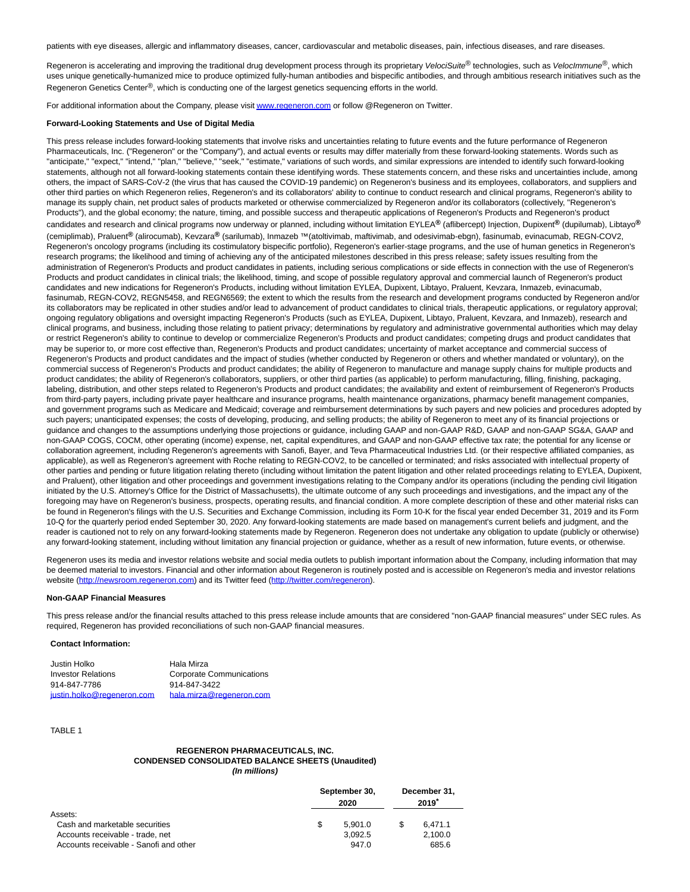patients with eye diseases, allergic and inflammatory diseases, cancer, cardiovascular and metabolic diseases, pain, infectious diseases, and rare diseases.

Regeneron is accelerating and improving the traditional drug development process through its proprietary *VelociSuite*® technologies, such as *VelocImmune*®, which uses unique genetically-humanized mice to produce optimized fully-human antibodies and bispecific antibodies, and through ambitious research initiatives such as the Regeneron Genetics Center®, which is conducting one of the largest genetics sequencing efforts in the world.

For additional information about the Company, please visit www.regeneron.com or follow @Regeneron on Twitter.

**Forward-Looking Statements and Use of Digital Media**

This press release includes forward-looking statements that involve risks and uncertainties relating to future events and the future performance of Regeneron Pharmaceuticals, Inc. ("Regeneron" or the "Company"), and actual events or results may differ materially from these forward-looking statements. Words such as "anticipate," "expect," "intend," "plan," "believe," "seek," "estimate," variations of such words, and similar expressions are intended to identify such forward-looking statements, although not all forward-looking statements contain these identifying words. These statements concern, and these risks and uncertainties include, among others, the impact of SARS-CoV-2 (the virus that has caused the COVID-19 pandemic) on Regeneron's business and its employees, collaborators, and suppliers and other third parties on which Regeneron relies, Regeneron's and its collaborators' ability to continue to conduct research and clinical programs, Regeneron's ability to manage its supply chain, net product sales of products marketed or otherwise commercialized by Regeneron and/or its collaborators (collectively, "Regeneron's Products"), and the global economy; the nature, timing, and possible success and therapeutic applications of Regeneron's Products and Regeneron's product candidates and research and clinical programs now underway or planned, including without limitation EYLEA® (aflibercept) Injection, Dupixent® (dupilumab), Libtayo® (cemiplimab), Praluent® (alirocumab), Kevzara® (sarilumab), Inmazeb ™(atoltivimab, maftivimab, and odesivimab-ebgn), fasinumab, evinacumab, REGN-COV2, Regeneron's oncology programs (including its costimulatory bispecific portfolio), Regeneron's earlier-stage programs, and the use of human genetics in Regeneron's research programs; the likelihood and timing of achieving any of the anticipated milestones described in this press release; safety issues resulting from the administration of Regeneron's Products and product candidates in patients, including serious complications or side effects in connection with the use of Regeneron's Products and product candidates in clinical trials; the likelihood, timing, and scope of possible regulatory approval and commercial launch of Regeneron's product candidates and new indications for Regeneron's Products, including without limitation EYLEA, Dupixent, Libtayo, Praluent, Kevzara, Inmazeb, evinacumab, fasinumab, REGN-COV2, REGN5458, and REGN6569; the extent to which the results from the research and development programs conducted by Regeneron and/or its collaborators may be replicated in other studies and/or lead to advancement of product candidates to clinical trials, therapeutic applications, or regulatory approval; ongoing regulatory obligations and oversight impacting Regeneron's Products (such as EYLEA, Dupixent, Libtayo, Praluent, Kevzara, and Inmazeb), research and clinical programs, and business, including those relating to patient privacy; determinations by regulatory and administrative governmental authorities which may delay or restrict Regeneron's ability to continue to develop or commercialize Regeneron's Products and product candidates; competing drugs and product candidates that may be superior to, or more cost effective than, Regeneron's Products and product candidates; uncertainty of market acceptance and commercial success of Regeneron's Products and product candidates and the impact of studies (whether conducted by Regeneron or others and whether mandated or voluntary), on the commercial success of Regeneron's Products and product candidates; the ability of Regeneron to manufacture and manage supply chains for multiple products and product candidates; the ability of Regeneron's collaborators, suppliers, or other third parties (as applicable) to perform manufacturing, filling, finishing, packaging, labeling, distribution, and other steps related to Regeneron's Products and product candidates; the availability and extent of reimbursement of Regeneron's Products from third-party payers, including private payer healthcare and insurance programs, health maintenance organizations, pharmacy benefit management companies, and government programs such as Medicare and Medicaid; coverage and reimbursement determinations by such payers and new policies and procedures adopted by such payers; unanticipated expenses; the costs of developing, producing, and selling products; the ability of Regeneron to meet any of its financial projections or guidance and changes to the assumptions underlying those projections or guidance, including GAAP and non-GAAP R&D, GAAP and non-GAAP SG&A, GAAP and non-GAAP COGS, COCM, other operating (income) expense, net, capital expenditures, and GAAP and non-GAAP effective tax rate; the potential for any license or collaboration agreement, including Regeneron's agreements with Sanofi, Bayer, and Teva Pharmaceutical Industries Ltd. (or their respective affiliated companies, as applicable), as well as Regeneron's agreement with Roche relating to REGN-COV2, to be cancelled or terminated; and risks associated with intellectual property of other parties and pending or future litigation relating thereto (including without limitation the patent litigation and other related proceedings relating to EYLEA, Dupixent, and Praluent), other litigation and other proceedings and government investigations relating to the Company and/or its operations (including the pending civil litigation initiated by the U.S. Attorney's Office for the District of Massachusetts), the ultimate outcome of any such proceedings and investigations, and the impact any of the foregoing may have on Regeneron's business, prospects, operating results, and financial condition. A more complete description of these and other material risks can be found in Regeneron's filings with the U.S. Securities and Exchange Commission, including its Form 10-K for the fiscal year ended December 31, 2019 and its Form 10-Q for the quarterly period ended September 30, 2020. Any forward-looking statements are made based on management's current beliefs and judgment, and the reader is cautioned not to rely on any forward-looking statements made by Regeneron. Regeneron does not undertake any obligation to update (publicly or otherwise) any forward-looking statement, including without limitation any financial projection or guidance, whether as a result of new information, future events, or otherwise.

Regeneron uses its media and investor relations website and social media outlets to publish important information about the Company, including information that may be deemed material to investors. Financial and other information about Regeneron is routinely posted and is accessible on Regeneron's media and investor relations website (http://newsroom.regeneron.com) and its Twitter feed (http://twitter.com/regeneron).

**Non-GAAP Financial Measures**

This press release and/or the financial results attached to this press release include amounts that are considered "non-GAAP financial measures" under SEC rules. As required, Regeneron has provided reconciliations of such non-GAAP financial measures.

**Contact Information:**

| Justin Holko | Hala Mirza |
|---|---|
| Investor Relations | Corporate Communications |
| 914-847-7786 | 914-847-3422 |
| justin.holko@regeneron.com | hala.mirza@regeneron.com |

TABLE 1

**REGENERON PHARMACEUTICALS, INC.**
**CONDENSED CONSOLIDATED BALANCE SHEETS (Unaudited)**
***(In millions)***

| | September 30, 2020 | December 31, 2019* |
|---|---|---|
| Assets: | | |
| Cash and marketable securities | $ 5,901.0 | $ 6,471.1 |
| Accounts receivable - trade, net | 3,092.5 | 2,100.0 |
| Accounts receivable - Sanofi and other | 947.0 | 685.6 |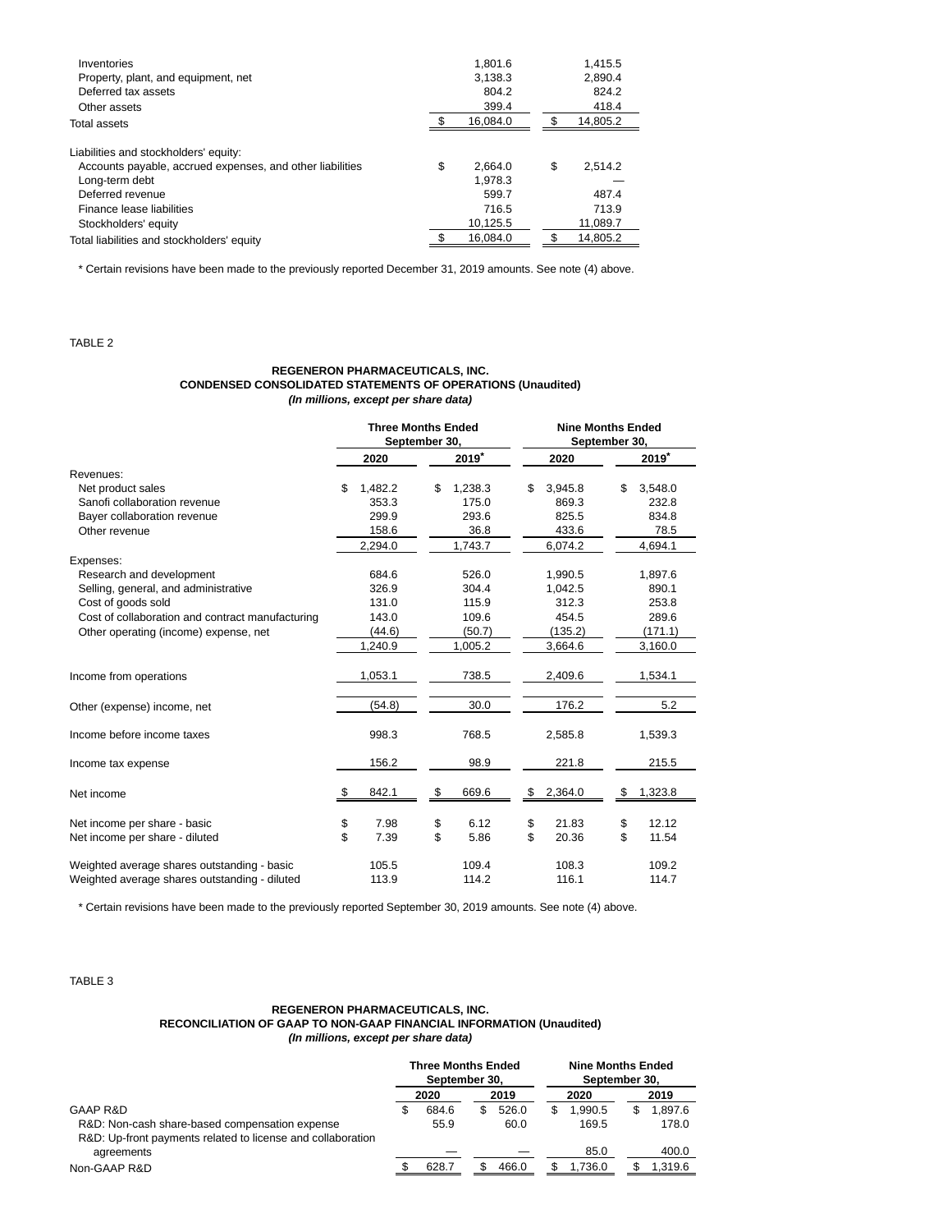| | | |
|---|---|---|
| Inventories | 1,801.6 | 1,415.5 |
| Property, plant, and equipment, net | 3,138.3 | 2,890.4 |
| Deferred tax assets | 804.2 | 824.2 |
| Other assets | 399.4 | 418.4 |
| Total assets | $ 16,084.0 | $ 14,805.2 |
| | | |
| Liabilities and stockholders' equity: | | |
| Accounts payable, accrued expenses, and other liabilities | $ 2,664.0 | $ 2,514.2 |
| Long-term debt | 1,978.3 | — |
| Deferred revenue | 599.7 | 487.4 |
| Finance lease liabilities | 716.5 | 713.9 |
| Stockholders' equity | 10,125.5 | 11,089.7 |
| Total liabilities and stockholders' equity | $ 16,084.0 | $ 14,805.2 |

\* Certain revisions have been made to the previously reported December 31, 2019 amounts. See note (4) above.

TABLE 2

**REGENERON PHARMACEUTICALS, INC.**
**CONDENSED CONSOLIDATED STATEMENTS OF OPERATIONS (Unaudited)**
***(In millions, except per share data)***

| | Three Months Ended September 30, | | Nine Months Ended September 30, | |
|---|---|---|---|---|
| | 2020 | 2019* | 2020 | 2019* |
| Revenues: | | | | |
| Net product sales | $ 1,482.2 | $ 1,238.3 | $ 3,945.8 | $ 3,548.0 |
| Sanofi collaboration revenue | 353.3 | 175.0 | 869.3 | 232.8 |
| Bayer collaboration revenue | 299.9 | 293.6 | 825.5 | 834.8 |
| Other revenue | 158.6 | 36.8 | 433.6 | 78.5 |
| | 2,294.0 | 1,743.7 | 6,074.2 | 4,694.1 |
| Expenses: | | | | |
| Research and development | 684.6 | 526.0 | 1,990.5 | 1,897.6 |
| Selling, general, and administrative | 326.9 | 304.4 | 1,042.5 | 890.1 |
| Cost of goods sold | 131.0 | 115.9 | 312.3 | 253.8 |
| Cost of collaboration and contract manufacturing | 143.0 | 109.6 | 454.5 | 289.6 |
| Other operating (income) expense, net | (44.6) | (50.7) | (135.2) | (171.1) |
| | 1,240.9 | 1,005.2 | 3,664.6 | 3,160.0 |
| Income from operations | 1,053.1 | 738.5 | 2,409.6 | 1,534.1 |
| Other (expense) income, net | (54.8) | 30.0 | 176.2 | 5.2 |
| Income before income taxes | 998.3 | 768.5 | 2,585.8 | 1,539.3 |
| Income tax expense | 156.2 | 98.9 | 221.8 | 215.5 |
| Net income | $ 842.1 | $ 669.6 | $ 2,364.0 | $ 1,323.8 |
| Net income per share - basic | $ 7.98 | $ 6.12 | $ 21.83 | $ 12.12 |
| Net income per share - diluted | $ 7.39 | $ 5.86 | $ 20.36 | $ 11.54 |
| Weighted average shares outstanding - basic | 105.5 | 109.4 | 108.3 | 109.2 |
| Weighted average shares outstanding - diluted | 113.9 | 114.2 | 116.1 | 114.7 |

\* Certain revisions have been made to the previously reported September 30, 2019 amounts. See note (4) above.

TABLE 3

**REGENERON PHARMACEUTICALS, INC.**
**RECONCILIATION OF GAAP TO NON-GAAP FINANCIAL INFORMATION (Unaudited)**
***(In millions, except per share data)***

| | Three Months Ended September 30, | | Nine Months Ended September 30, | |
|---|---|---|---|---|
| | 2020 | 2019 | 2020 | 2019 |
| GAAP R&D | $ 684.6 | $ 526.0 | $ 1,990.5 | $ 1,897.6 |
| R&D: Non-cash share-based compensation expense | 55.9 | 60.0 | 169.5 | 178.0 |
| R&D: Up-front payments related to license and collaboration agreements | — | — | 85.0 | 400.0 |
| Non-GAAP R&D | $ 628.7 | $ 466.0 | $ 1,736.0 | $ 1,319.6 |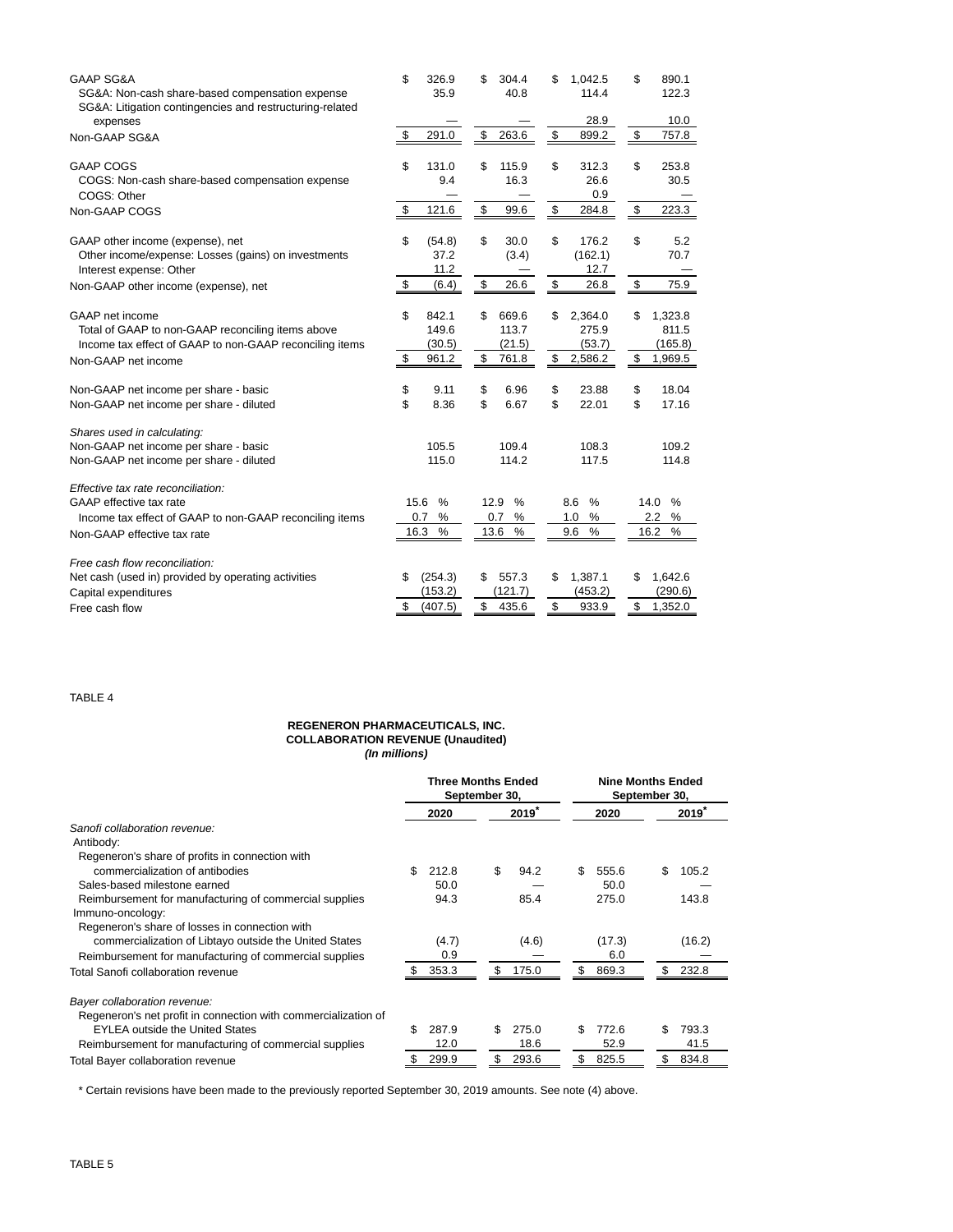| | | | | |
|---|---|---|---|---|
| GAAP SG&A | $ 326.9 | $ 304.4 | $ 1,042.5 | $ 890.1 |
| SG&A: Non-cash share-based compensation expense | 35.9 | 40.8 | 114.4 | 122.3 |
| SG&A: Litigation contingencies and restructuring-related expenses | — | — | 28.9 | 10.0 |
| Non-GAAP SG&A | $ 291.0 | $ 263.6 | $ 899.2 | $ 757.8 |
| | | | | |
| GAAP COGS | $ 131.0 | $ 115.9 | $ 312.3 | $ 253.8 |
| COGS: Non-cash share-based compensation expense | 9.4 | 16.3 | 26.6 | 30.5 |
| COGS: Other | — | — | 0.9 | — |
| Non-GAAP COGS | $ 121.6 | $ 99.6 | $ 284.8 | $ 223.3 |
| | | | | |
| GAAP other income (expense), net | $ (54.8) | $ 30.0 | $ 176.2 | $ 5.2 |
| Other income/expense: Losses (gains) on investments | 37.2 | (3.4) | (162.1) | 70.7 |
| Interest expense: Other | 11.2 | — | 12.7 | — |
| Non-GAAP other income (expense), net | $ (6.4) | $ 26.6 | $ 26.8 | $ 75.9 |
| | | | | |
| GAAP net income | $ 842.1 | $ 669.6 | $ 2,364.0 | $ 1,323.8 |
| Total of GAAP to non-GAAP reconciling items above | 149.6 | 113.7 | 275.9 | 811.5 |
| Income tax effect of GAAP to non-GAAP reconciling items | (30.5) | (21.5) | (53.7) | (165.8) |
| Non-GAAP net income | $ 961.2 | $ 761.8 | $ 2,586.2 | $ 1,969.5 |
| | | | | |
| Non-GAAP net income per share - basic | $ 9.11 | $ 6.96 | $ 23.88 | $ 18.04 |
| Non-GAAP net income per share - diluted | $ 8.36 | $ 6.67 | $ 22.01 | $ 17.16 |
| | | | | |
| *Shares used in calculating:* | | | | |
| Non-GAAP net income per share - basic | 105.5 | 109.4 | 108.3 | 109.2 |
| Non-GAAP net income per share - diluted | 115.0 | 114.2 | 117.5 | 114.8 |
| | | | | |
| *Effective tax rate reconciliation:* | | | | |
| GAAP effective tax rate | 15.6 % | 12.9 % | 8.6 % | 14.0 % |
| Income tax effect of GAAP to non-GAAP reconciling items | 0.7 % | 0.7 % | 1.0 % | 2.2 % |
| Non-GAAP effective tax rate | 16.3 % | 13.6 % | 9.6 % | 16.2 % |
| | | | | |
| *Free cash flow reconciliation:* | | | | |
| Net cash (used in) provided by operating activities | $ (254.3) | $ 557.3 | $ 1,387.1 | $ 1,642.6 |
| Capital expenditures | (153.2) | (121.7) | (453.2) | (290.6) |
| Free cash flow | $ (407.5) | $ 435.6 | $ 933.9 | $ 1,352.0 |

TABLE 4

**REGENERON PHARMACEUTICALS, INC.**
**COLLABORATION REVENUE (Unaudited)**
***(In millions)***

| | Three Months Ended September 30, | | Nine Months Ended September 30, | |
|---|---|---|---|---|
| | 2020 | 2019* | 2020 | 2019* |
| *Sanofi collaboration revenue:* | | | | |
| Antibody: | | | | |
| Regeneron's share of profits in connection with commercialization of antibodies | $ 212.8 | $ 94.2 | $ 555.6 | $ 105.2 |
| Sales-based milestone earned | 50.0 | — | 50.0 | — |
| Reimbursement for manufacturing of commercial supplies | 94.3 | 85.4 | 275.0 | 143.8 |
| Immuno-oncology: | | | | |
| Regeneron's share of losses in connection with commercialization of Libtayo outside the United States | (4.7) | (4.6) | (17.3) | (16.2) |
| Reimbursement for manufacturing of commercial supplies | 0.9 | — | 6.0 | — |
| Total Sanofi collaboration revenue | $ 353.3 | $ 175.0 | $ 869.3 | $ 232.8 |
| | | | | |
| *Bayer collaboration revenue:* | | | | |
| Regeneron's net profit in connection with commercialization of EYLEA outside the United States | $ 287.9 | $ 275.0 | $ 772.6 | $ 793.3 |
| Reimbursement for manufacturing of commercial supplies | 12.0 | 18.6 | 52.9 | 41.5 |
| Total Bayer collaboration revenue | $ 299.9 | $ 293.6 | $ 825.5 | $ 834.8 |

\* Certain revisions have been made to the previously reported September 30, 2019 amounts. See note (4) above.

TABLE 5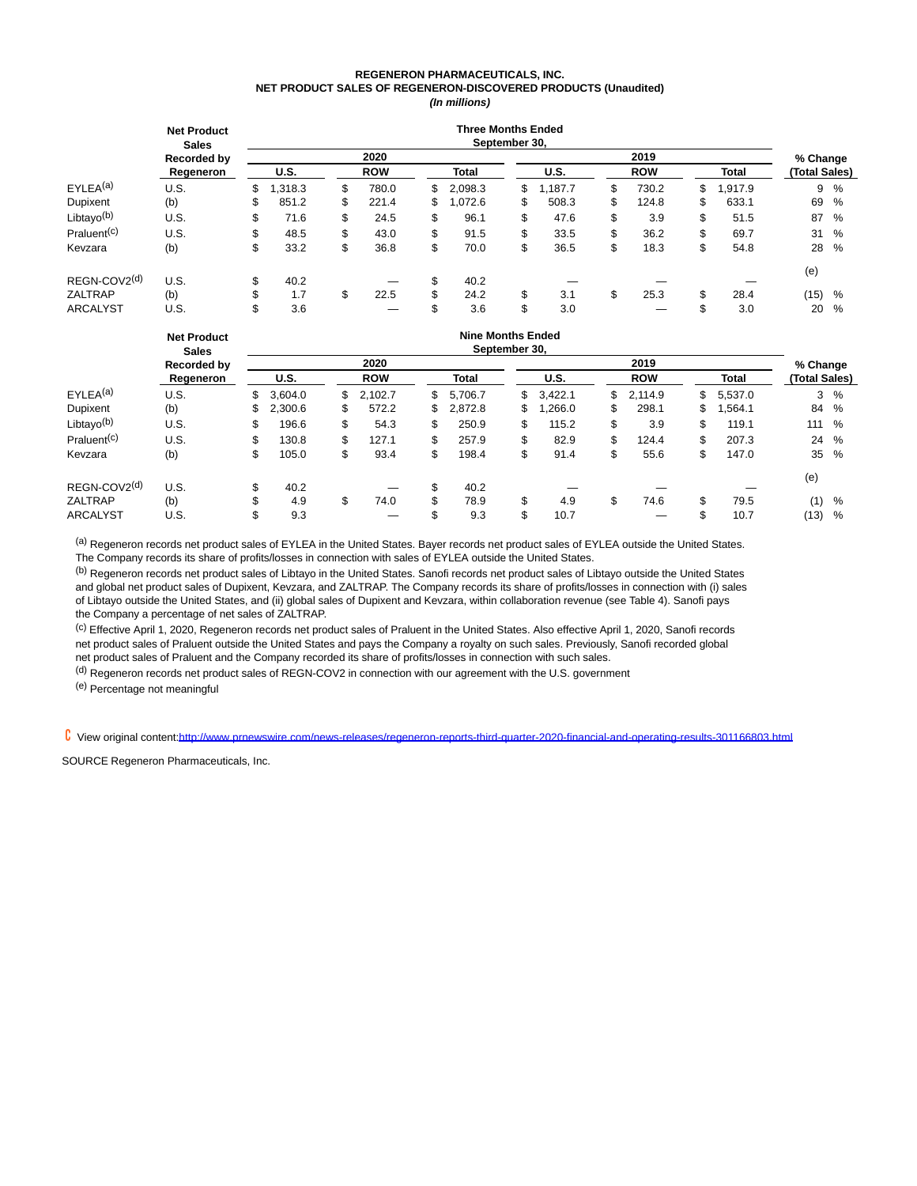**REGENERON PHARMACEUTICALS, INC.**
**NET PRODUCT SALES OF REGENERON-DISCOVERED PRODUCTS (Unaudited)**
***(In millions)***

| | Net Product Sales Recorded by Regeneron | Three Months Ended September 30, | | | | | | % Change (Total Sales) |
|---|---|---|---|---|---|---|---|---|
| | | 2020 | | | 2019 | | | |
| | | U.S. | ROW | Total | U.S. | ROW | Total | |
| EYLEA[a] | U.S. | $ 1,318.3 | $ 780.0 | $ 2,098.3 | $ 1,187.7 | $ 730.2 | $ 1,917.9 | 9 % |
| Dupixent | (b) | $ 851.2 | $ 221.4 | $ 1,072.6 | $ 508.3 | $ 124.8 | $ 633.1 | 69 % |
| Libtayo[b] | U.S. | $ 71.6 | $ 24.5 | $ 96.1 | $ 47.6 | $ 3.9 | $ 51.5 | 87 % |
| Praluent[c] | U.S. | $ 48.5 | $ 43.0 | $ 91.5 | $ 33.5 | $ 36.2 | $ 69.7 | 31 % |
| Kevzara | (b) | $ 33.2 | $ 36.8 | $ 70.0 | $ 36.5 | $ 18.3 | $ 54.8 | 28 % |
| REGN-COV2[d] | U.S. | $ 40.2 | — | $ 40.2 | — | — | — | (e) |
| ZALTRAP | (b) | $ 1.7 | $ 22.5 | $ 24.2 | $ 3.1 | $ 25.3 | $ 28.4 | (15) % |
| ARCALYST | U.S. | $ 3.6 | — | $ 3.6 | $ 3.0 | — | $ 3.0 | 20 % |

| | Net Product Sales Recorded by Regeneron | Nine Months Ended September 30, | | | | | | % Change (Total Sales) |
|---|---|---|---|---|---|---|---|---|
| | | 2020 | | | 2019 | | | |
| | | U.S. | ROW | Total | U.S. | ROW | Total | |
| EYLEA[a] | U.S. | $ 3,604.0 | $ 2,102.7 | $ 5,706.7 | $ 3,422.1 | $ 2,114.9 | $ 5,537.0 | 3 % |
| Dupixent | (b) | $ 2,300.6 | $ 572.2 | $ 2,872.8 | $ 1,266.0 | $ 298.1 | $ 1,564.1 | 84 % |
| Libtayo[b] | U.S. | $ 196.6 | $ 54.3 | $ 250.9 | $ 115.2 | $ 3.9 | $ 119.1 | 111 % |
| Praluent[c] | U.S. | $ 130.8 | $ 127.1 | $ 257.9 | $ 82.9 | $ 124.4 | $ 207.3 | 24 % |
| Kevzara | (b) | $ 105.0 | $ 93.4 | $ 198.4 | $ 91.4 | $ 55.6 | $ 147.0 | 35 % |
| REGN-COV2[d] | U.S. | $ 40.2 | — | $ 40.2 | — | — | — | (e) |
| ZALTRAP | (b) | $ 4.9 | $ 74.0 | $ 78.9 | $ 4.9 | $ 74.6 | $ 79.5 | (1) % |
| ARCALYST | U.S. | $ 9.3 | — | $ 9.3 | $ 10.7 | — | $ 10.7 | (13) % |

[a] Regeneron records net product sales of EYLEA in the United States. Bayer records net product sales of EYLEA outside the United States. The Company records its share of profits/losses in connection with sales of EYLEA outside the United States.

[b] Regeneron records net product sales of Libtayo in the United States. Sanofi records net product sales of Libtayo outside the United States and global net product sales of Dupixent, Kevzara, and ZALTRAP. The Company records its share of profits/losses in connection with (i) sales of Libtayo outside the United States, and (ii) global sales of Dupixent and Kevzara, within collaboration revenue (see Table 4). Sanofi pays the Company a percentage of net sales of ZALTRAP.

[c] Effective April 1, 2020, Regeneron records net product sales of Praluent in the United States. Also effective April 1, 2020, Sanofi records net product sales of Praluent outside the United States and pays the Company a royalty on such sales. Previously, Sanofi recorded global net product sales of Praluent and the Company recorded its share of profits/losses in connection with such sales.

[d] Regeneron records net product sales of REGN-COV2 in connection with our agreement with the U.S. government

[e] Percentage not meaningful

View original content:http://www.prnewswire.com/news-releases/regeneron-reports-third-quarter-2020-financial-and-operating-results-301166803.html

SOURCE Regeneron Pharmaceuticals, Inc.